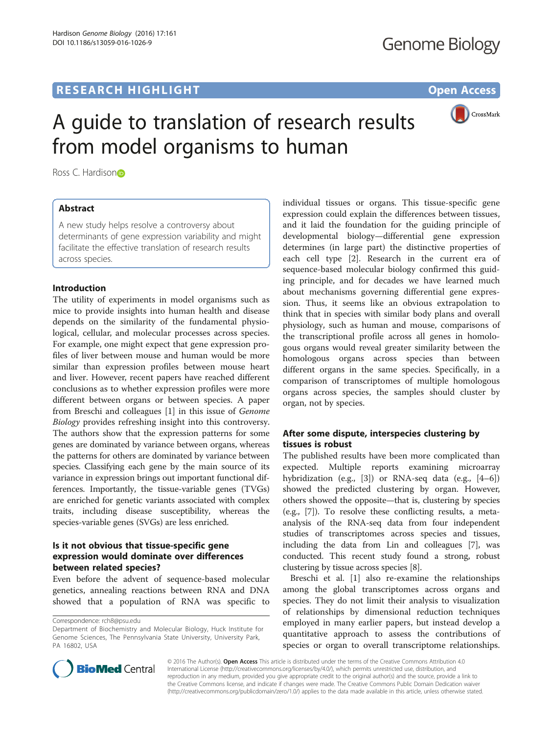RESEARCH HIGHLIGHT

Open Access

# A guide to translation of research results from model organisms to human

Ross C. Hardison

## Abstract

A new study helps resolve a controversy about determinants of gene expression variability and might facilitate the effective translation of research results across species.

## Introduction

The utility of experiments in model organisms such as mice to provide insights into human health and disease depends on the similarity of the fundamental physiological, cellular, and molecular processes across species. For example, one might expect that gene expression profiles of liver between mouse and human would be more similar than expression profiles between mouse heart and liver. However, recent papers have reached different conclusions as to whether expression profiles were more different between organs or between species. A paper from Breschi and colleagues [1] in this issue of *Genome Biology* provides refreshing insight into this controversy. The authors show that the expression patterns for some genes are dominated by variance between organs, whereas the patterns for others are dominated by variance between species. Classifying each gene by the main source of its variance in expression brings out important functional differences. Importantly, the tissue-variable genes (TVGs) are enriched for genetic variants associated with complex traits, including disease susceptibility, whereas the species-variable genes (SVGs) are less enriched.

## Is it not obvious that tissue-specific gene expression would dominate over differences between related species?

Even before the advent of sequence-based molecular genetics, annealing reactions between RNA and DNA showed that a population of RNA was specific to individual tissues or organs. This tissue-specific gene expression could explain the differences between tissues, and it laid the foundation for the guiding principle of developmental biology—differential gene expression determines (in large part) the distinctive properties of each cell type [2]. Research in the current era of sequence-based molecular biology confirmed this guiding principle, and for decades we have learned much about mechanisms governing differential gene expression. Thus, it seems like an obvious extrapolation to think that in species with similar body plans and overall physiology, such as human and mouse, comparisons of the transcriptional profile across all genes in homologous organs would reveal greater similarity between the homologous organs across species than between different organs in the same species. Specifically, in a comparison of transcriptomes of multiple homologous organs across species, the samples should cluster by organ, not by species.

## After some dispute, interspecies clustering by tissues is robust

The published results have been more complicated than expected. Multiple reports examining microarray hybridization (e.g., [3]) or RNA-seq data (e.g., [4–6]) showed the predicted clustering by organ. However, others showed the opposite—that is, clustering by species (e.g., [7]). To resolve these conflicting results, a meta-analysis of the RNA-seq data from four independent studies of transcriptomes across species and tissues, including the data from Lin and colleagues [7], was conducted. This recent study found a strong, robust clustering by tissue across species [8].

Breschi et al. [1] also re-examine the relationships among the global transcriptomes across organs and species. They do not limit their analysis to visualization of relationships by dimensional reduction techniques employed in many earlier papers, but instead develop a quantitative approach to assess the contributions of species or organ to overall transcriptome relationships.

Correspondence: rch8@psu.edu
Department of Biochemistry and Molecular Biology, Huck Institute for Genome Sciences, The Pennsylvania State University, University Park, PA 16802, USA

© 2016 The Author(s). **Open Access** This article is distributed under the terms of the Creative Commons Attribution 4.0 International License (http://creativecommons.org/licenses/by/4.0/), which permits unrestricted use, distribution, and reproduction in any medium, provided you give appropriate credit to the original author(s) and the source, provide a link to the Creative Commons license, and indicate if changes were made. The Creative Commons Public Domain Dedication waiver (http://creativecommons.org/publicdomain/zero/1.0/) applies to the data made available in this article, unless otherwise stated.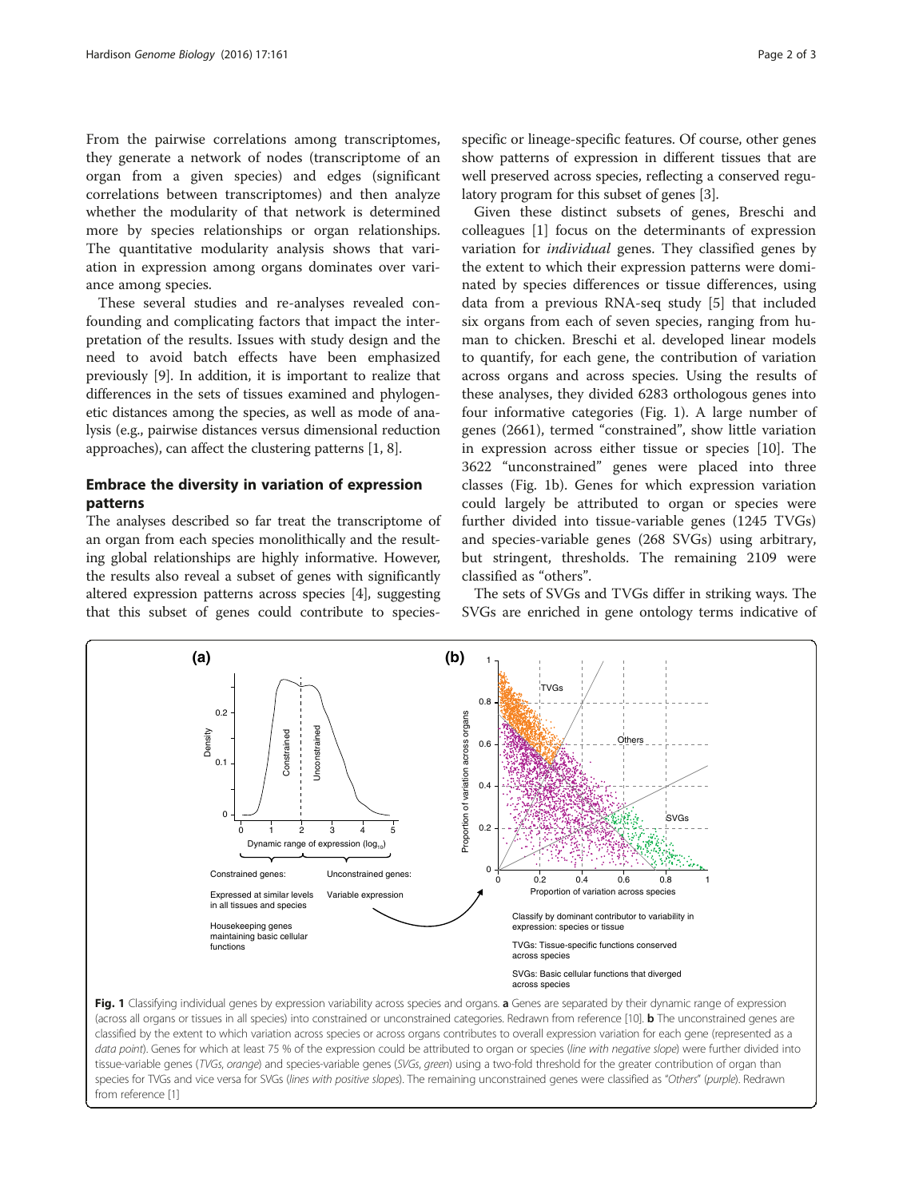From the pairwise correlations among transcriptomes, they generate a network of nodes (transcriptome of an organ from a given species) and edges (significant correlations between transcriptomes) and then analyze whether the modularity of that network is determined more by species relationships or organ relationships. The quantitative modularity analysis shows that variation in expression among organs dominates over variance among species.

These several studies and re-analyses revealed confounding and complicating factors that impact the interpretation of the results. Issues with study design and the need to avoid batch effects have been emphasized previously [9]. In addition, it is important to realize that differences in the sets of tissues examined and phylogenetic distances among the species, as well as mode of analysis (e.g., pairwise distances versus dimensional reduction approaches), can affect the clustering patterns [1, 8].

## Embrace the diversity in variation of expression patterns

The analyses described so far treat the transcriptome of an organ from each species monolithically and the resulting global relationships are highly informative. However, the results also reveal a subset of genes with significantly altered expression patterns across species [4], suggesting that this subset of genes could contribute to species-specific or lineage-specific features. Of course, other genes show patterns of expression in different tissues that are well preserved across species, reflecting a conserved regulatory program for this subset of genes [3].

Given these distinct subsets of genes, Breschi and colleagues [1] focus on the determinants of expression variation for *individual* genes. They classified genes by the extent to which their expression patterns were dominated by species differences or tissue differences, using data from a previous RNA-seq study [5] that included six organs from each of seven species, ranging from human to chicken. Breschi et al. developed linear models to quantify, for each gene, the contribution of variation across organs and across species. Using the results of these analyses, they divided 6283 orthologous genes into four informative categories (Fig. 1). A large number of genes (2661), termed "constrained", show little variation in expression across either tissue or species [10]. The 3622 "unconstrained" genes were placed into three classes (Fig. 1b). Genes for which expression variation could largely be attributed to organ or species were further divided into tissue-variable genes (1245 TVGs) and species-variable genes (268 SVGs) using arbitrary, but stringent, thresholds. The remaining 2109 were classified as "others".

The sets of SVGs and TVGs differ in striking ways. The SVGs are enriched in gene ontology terms indicative of

**Fig. 1** Classifying individual genes by expression variability across species and organs. **a** Genes are separated by their dynamic range of expression (across all organs or tissues in all species) into constrained or unconstrained categories. Redrawn from reference [10]. **b** The unconstrained genes are classified by the extent to which variation across species or across organs contributes to overall expression variation for each gene (represented as a *data point*). Genes for which at least 75 % of the expression could be attributed to organ or species (*line with negative slope*) were further divided into tissue-variable genes (*TVGs, orange*) and species-variable genes (*SVGs, green*) using a two-fold threshold for the greater contribution of organ than species for TVGs and vice versa for SVGs (*lines with positive slopes*). The remaining unconstrained genes were classified as "*Others*" (*purple*). Redrawn from reference [1]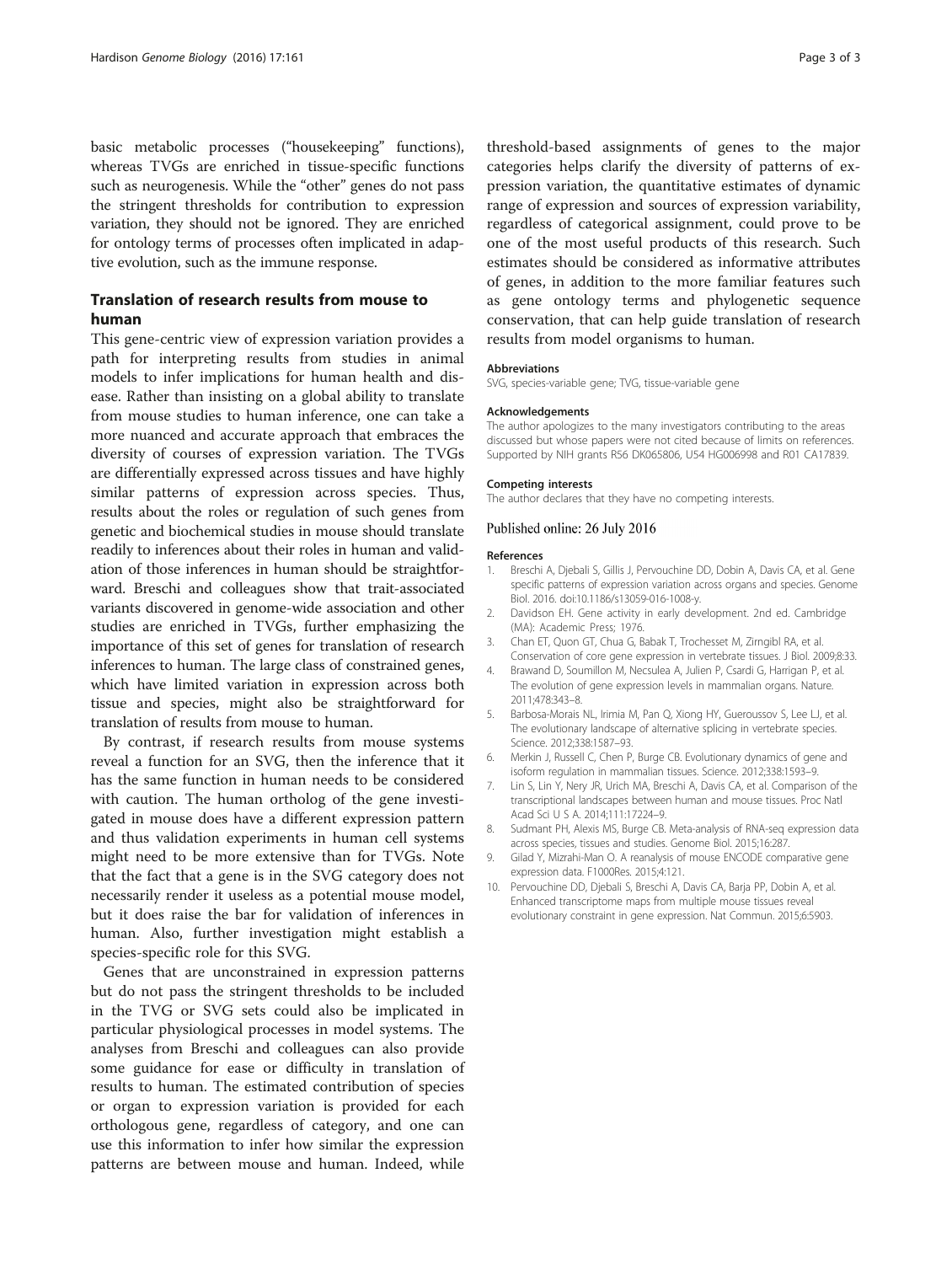basic metabolic processes ("housekeeping" functions), whereas TVGs are enriched in tissue-specific functions such as neurogenesis. While the "other" genes do not pass the stringent thresholds for contribution to expression variation, they should not be ignored. They are enriched for ontology terms of processes often implicated in adaptive evolution, such as the immune response.

## Translation of research results from mouse to human

This gene-centric view of expression variation provides a path for interpreting results from studies in animal models to infer implications for human health and disease. Rather than insisting on a global ability to translate from mouse studies to human inference, one can take a more nuanced and accurate approach that embraces the diversity of courses of expression variation. The TVGs are differentially expressed across tissues and have highly similar patterns of expression across species. Thus, results about the roles or regulation of such genes from genetic and biochemical studies in mouse should translate readily to inferences about their roles in human and validation of those inferences in human should be straightforward. Breschi and colleagues show that trait-associated variants discovered in genome-wide association and other studies are enriched in TVGs, further emphasizing the importance of this set of genes for translation of research inferences to human. The large class of constrained genes, which have limited variation in expression across both tissue and species, might also be straightforward for translation of results from mouse to human.

By contrast, if research results from mouse systems reveal a function for an SVG, then the inference that it has the same function in human needs to be considered with caution. The human ortholog of the gene investigated in mouse does have a different expression pattern and thus validation experiments in human cell systems might need to be more extensive than for TVGs. Note that the fact that a gene is in the SVG category does not necessarily render it useless as a potential mouse model, but it does raise the bar for validation of inferences in human. Also, further investigation might establish a species-specific role for this SVG.

Genes that are unconstrained in expression patterns but do not pass the stringent thresholds to be included in the TVG or SVG sets could also be implicated in particular physiological processes in model systems. The analyses from Breschi and colleagues can also provide some guidance for ease or difficulty in translation of results to human. The estimated contribution of species or organ to expression variation is provided for each orthologous gene, regardless of category, and one can use this information to infer how similar the expression patterns are between mouse and human. Indeed, while threshold-based assignments of genes to the major categories helps clarify the diversity of patterns of expression variation, the quantitative estimates of dynamic range of expression and sources of expression variability, regardless of categorical assignment, could prove to be one of the most useful products of this research. Such estimates should be considered as informative attributes of genes, in addition to the more familiar features such as gene ontology terms and phylogenetic sequence conservation, that can help guide translation of research results from model organisms to human.

#### Abbreviations

SVG, species-variable gene; TVG, tissue-variable gene

#### Acknowledgements

The author apologizes to the many investigators contributing to the areas discussed but whose papers were not cited because of limits on references. Supported by NIH grants R56 DK065806, U54 HG006998 and R01 CA17839.

#### Competing interests

The author declares that they have no competing interests.

Published online: 26 July 2016

#### References

1. Breschi A, Djebali S, Gillis J, Pervouchine DD, Dobin A, Davis CA, et al. Gene specific patterns of expression variation across organs and species. Genome Biol. 2016. doi:10.1186/s13059-016-1008-y.
2. Davidson EH. Gene activity in early development. 2nd ed. Cambridge (MA): Academic Press; 1976.
3. Chan ET, Quon GT, Chua G, Babak T, Trochesset M, Zirngibl RA, et al. Conservation of core gene expression in vertebrate tissues. J Biol. 2009;8:33.
4. Brawand D, Soumillon M, Necsulea A, Julien P, Csardi G, Harrigan P, et al. The evolution of gene expression levels in mammalian organs. Nature. 2011;478:343–8.
5. Barbosa-Morais NL, Irimia M, Pan Q, Xiong HY, Gueroussov S, Lee LJ, et al. The evolutionary landscape of alternative splicing in vertebrate species. Science. 2012;338:1587–93.
6. Merkin J, Russell C, Chen P, Burge CB. Evolutionary dynamics of gene and isoform regulation in mammalian tissues. Science. 2012;338:1593–9.
7. Lin S, Lin Y, Nery JR, Urich MA, Breschi A, Davis CA, et al. Comparison of the transcriptional landscapes between human and mouse tissues. Proc Natl Acad Sci U S A. 2014;111:17224–9.
8. Sudmant PH, Alexis MS, Burge CB. Meta-analysis of RNA-seq expression data across species, tissues and studies. Genome Biol. 2015;16:287.
9. Gilad Y, Mizrahi-Man O. A reanalysis of mouse ENCODE comparative gene expression data. F1000Res. 2015;4:121.
10. Pervouchine DD, Djebali S, Breschi A, Davis CA, Barja PP, Dobin A, et al. Enhanced transcriptome maps from multiple mouse tissues reveal evolutionary constraint in gene expression. Nat Commun. 2015;6:5903.